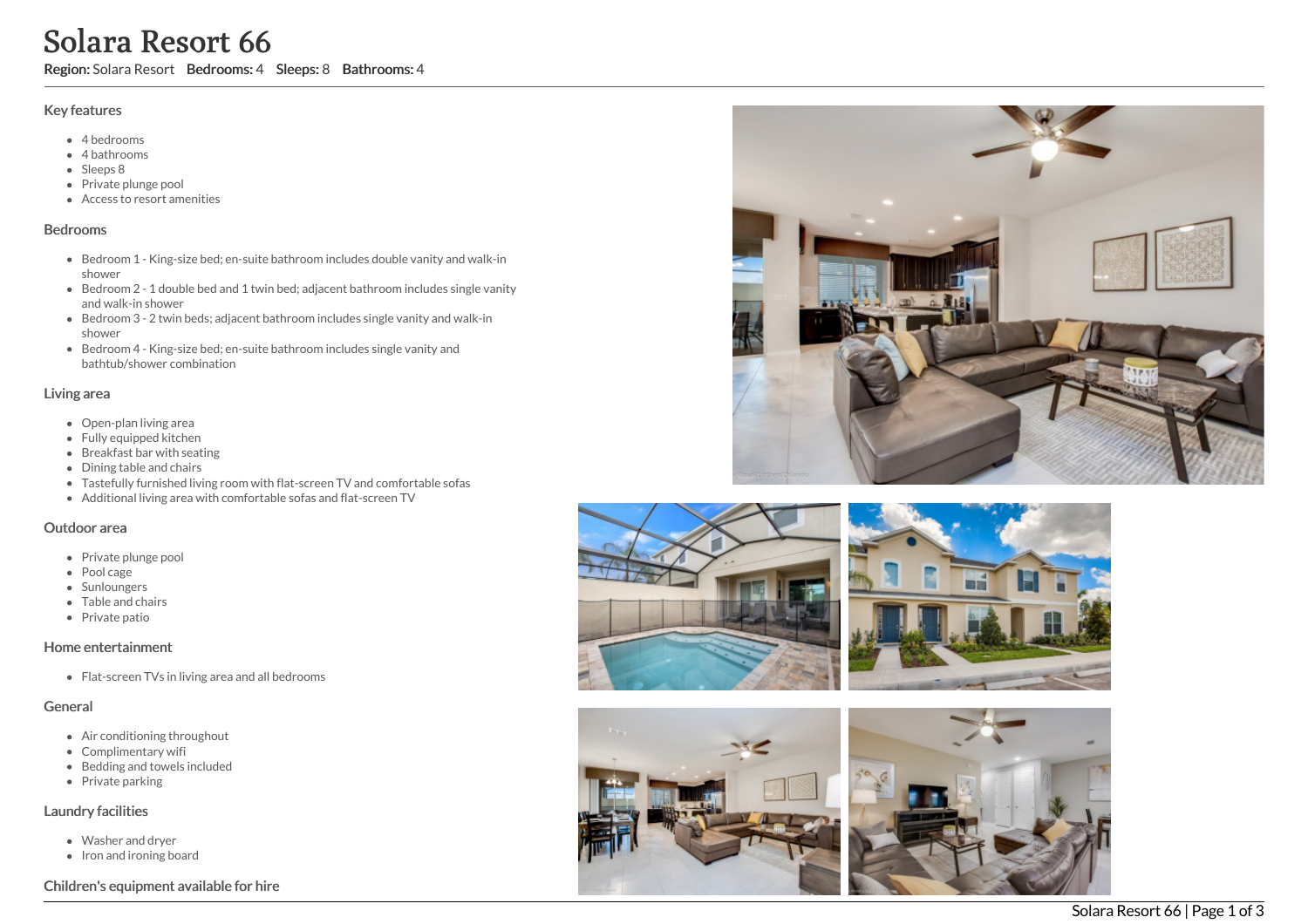# Solara Resort 66

**Region:** Solara Resort **Bedrooms:** 4 **Sleeps:** 8 **Bathrooms:** 4

## Key features

- 4 bedrooms
- 4 bathrooms
- Sleeps 8
- Private plunge pool
- Access to resort amenities

## Bedrooms

- Bedroom 1 - King-size bed; en-suite bathroom includes double vanity and walk-in shower
- Bedroom 2 - 1 double bed and 1 twin bed; adjacent bathroom includes single vanity and walk-in shower
- Bedroom 3 - 2 twin beds; adjacent bathroom includes single vanity and walk-in shower
- Bedroom 4 - King-size bed; en-suite bathroom includes single vanity and bathtub/shower combination

## Living area

- Open-plan living area
- Fully equipped kitchen
- Breakfast bar with seating
- Dining table and chairs
- Tastefully furnished living room with flat-screen TV and comfortable sofas
- Additional living area with comfortable sofas and flat-screen TV

## Outdoor area

- Private plunge pool
- Pool cage
- Sunloungers
- Table and chairs
- Private patio

## Home entertainment

- Flat-screen TVs in living area and all bedrooms

## General

- Air conditioning throughout
- Complimentary wifi
- Bedding and towels included
- Private parking

## Laundry facilities

- Washer and dryer
- Iron and ironing board

## Children's equipment available for hire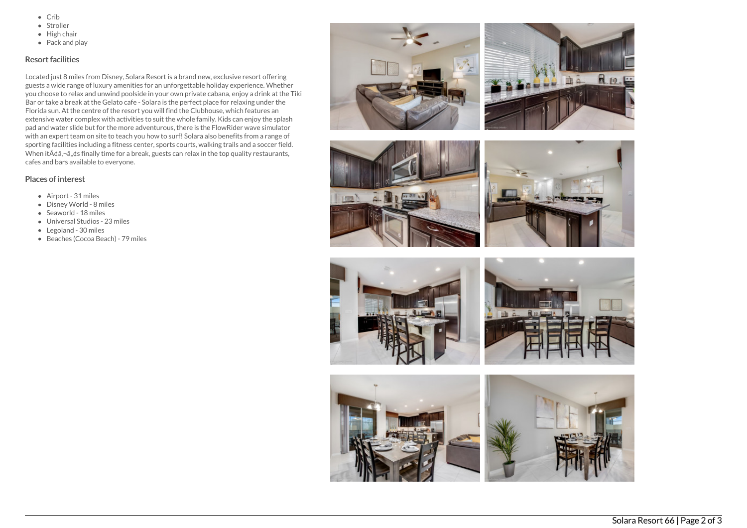- Crib
- Stroller
- High chair
- Pack and play

## Resort facilities

Located just 8 miles from Disney, Solara Resort is a brand new, exclusive resort offering guests a wide range of luxury amenities for an unforgettable holiday experience. Whether you choose to relax and unwind poolside in your own private cabana, enjoy a drink at the Tiki Bar or take a break at the Gelato cafe - Solara is the perfect place for relaxing under the Florida sun. At the centre of the resort you will find the Clubhouse, which features an extensive water complex with activities to suit the whole family. Kids can enjoy the splash pad and water slide but for the more adventurous, there is the FlowRider wave simulator with an expert team on site to teach you how to surf! Solara also benefits from a range of sporting facilities including a fitness center, sports courts, walking trails and a soccer field. When itÃ¢â‚¬â„¢s finally time for a break, guests can relax in the top quality restaurants, cafes and bars available to everyone.

## Places of interest

- Airport - 31 miles
- Disney World - 8 miles
- Seaworld - 18 miles
- Universal Studios - 23 miles
- Legoland - 30 miles
- Beaches (Cocoa Beach) - 79 miles